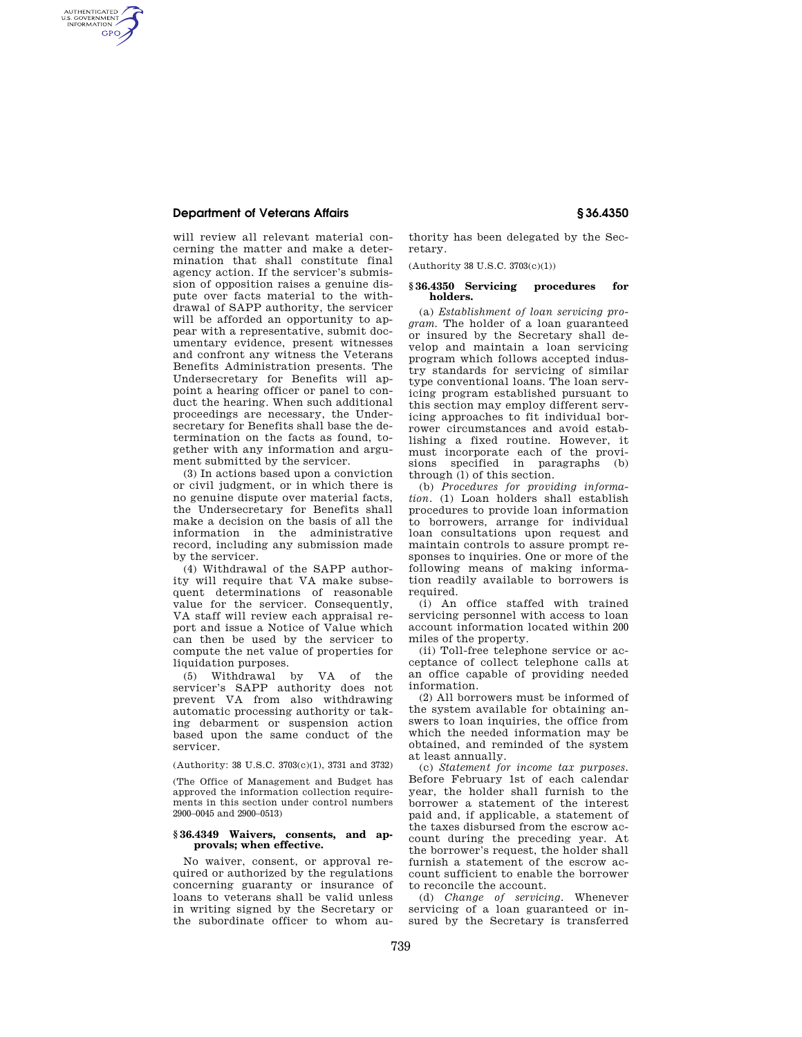will review all relevant material concerning the matter and make a determination that shall constitute final agency action. If the servicer's submission of opposition raises a genuine dispute over facts material to the withdrawal of SAPP authority, the servicer will be afforded an opportunity to appear with a representative, submit documentary evidence, present witnesses and confront any witness the Veterans Benefits Administration presents. The Undersecretary for Benefits will appoint a hearing officer or panel to conduct the hearing. When such additional proceedings are necessary, the Undersecretary for Benefits shall base the determination on the facts as found, together with any information and argument submitted by the servicer.

(3) In actions based upon a conviction or civil judgment, or in which there is no genuine dispute over material facts, the Undersecretary for Benefits shall make a decision on the basis of all the information in the administrative record, including any submission made by the servicer.

(4) Withdrawal of the SAPP authority will require that VA make subsequent determinations of reasonable value for the servicer. Consequently, VA staff will review each appraisal report and issue a Notice of Value which can then be used by the servicer to compute the net value of properties for liquidation purposes.

(5) Withdrawal by VA of the servicer's SAPP authority does not prevent VA from also withdrawing automatic processing authority or taking debarment or suspension action based upon the same conduct of the servicer.

(Authority: 38 U.S.C. 3703(c)(1), 3731 and 3732)

(The Office of Management and Budget has approved the information collection requirements in this section under control numbers 2900–0045 and 2900–0513)

### § 36.4349 Waivers, consents, and approvals; when effective.

No waiver, consent, or approval required or authorized by the regulations concerning guaranty or insurance of loans to veterans shall be valid unless in writing signed by the Secretary or the subordinate officer to whom authority has been delegated by the Secretary.

(Authority 38 U.S.C. 3703(c)(1))

### § 36.4350 Servicing procedures for holders.

(a) *Establishment of loan servicing program.* The holder of a loan guaranteed or insured by the Secretary shall develop and maintain a loan servicing program which follows accepted industry standards for servicing of similar type conventional loans. The loan servicing program established pursuant to this section may employ different servicing approaches to fit individual borrower circumstances and avoid establishing a fixed routine. However, it must incorporate each of the provisions specified in paragraphs (b) through (l) of this section.

(b) *Procedures for providing information.* (1) Loan holders shall establish procedures to provide loan information to borrowers, arrange for individual loan consultations upon request and maintain controls to assure prompt responses to inquiries. One or more of the following means of making information readily available to borrowers is required.

(i) An office staffed with trained servicing personnel with access to loan account information located within 200 miles of the property.

(ii) Toll-free telephone service or acceptance of collect telephone calls at an office capable of providing needed information.

(2) All borrowers must be informed of the system available for obtaining answers to loan inquiries, the office from which the needed information may be obtained, and reminded of the system at least annually.

(c) *Statement for income tax purposes.* Before February 1st of each calendar year, the holder shall furnish to the borrower a statement of the interest paid and, if applicable, a statement of the taxes disbursed from the escrow account during the preceding year. At the borrower's request, the holder shall furnish a statement of the escrow account sufficient to enable the borrower to reconcile the account.

(d) *Change of servicing.* Whenever servicing of a loan guaranteed or insured by the Secretary is transferred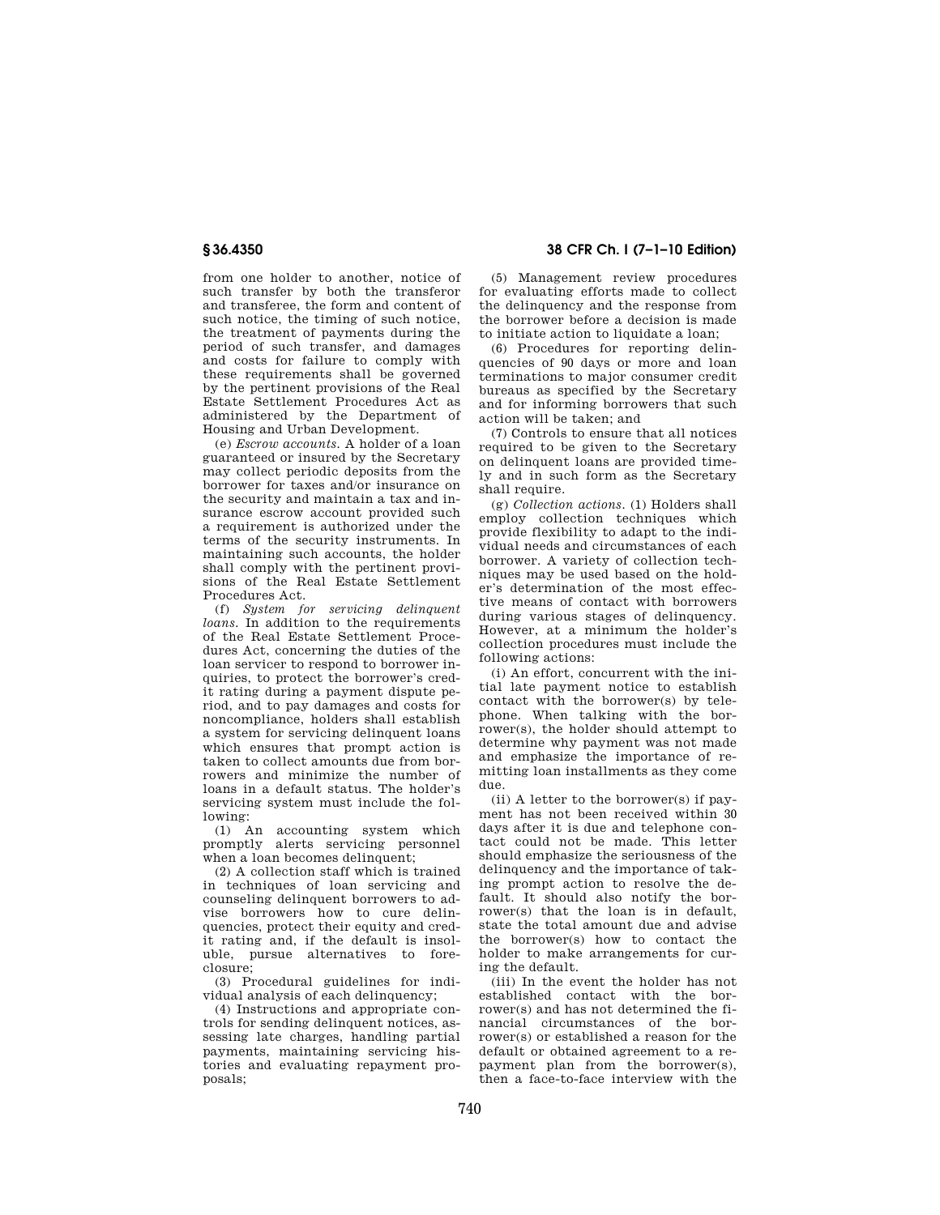from one holder to another, notice of such transfer by both the transferor and transferee, the form and content of such notice, the timing of such notice, the treatment of payments during the period of such transfer, and damages and costs for failure to comply with these requirements shall be governed by the pertinent provisions of the Real Estate Settlement Procedures Act as administered by the Department of Housing and Urban Development.

(e) *Escrow accounts.* A holder of a loan guaranteed or insured by the Secretary may collect periodic deposits from the borrower for taxes and/or insurance on the security and maintain a tax and insurance escrow account provided such a requirement is authorized under the terms of the security instruments. In maintaining such accounts, the holder shall comply with the pertinent provisions of the Real Estate Settlement Procedures Act.

(f) *System for servicing delinquent loans.* In addition to the requirements of the Real Estate Settlement Procedures Act, concerning the duties of the loan servicer to respond to borrower inquiries, to protect the borrower's credit rating during a payment dispute period, and to pay damages and costs for noncompliance, holders shall establish a system for servicing delinquent loans which ensures that prompt action is taken to collect amounts due from borrowers and minimize the number of loans in a default status. The holder's servicing system must include the following:

(1) An accounting system which promptly alerts servicing personnel when a loan becomes delinquent;

(2) A collection staff which is trained in techniques of loan servicing and counseling delinquent borrowers to advise borrowers how to cure delinquencies, protect their equity and credit rating and, if the default is insoluble, pursue alternatives to foreclosure;

(3) Procedural guidelines for individual analysis of each delinquency;

(4) Instructions and appropriate controls for sending delinquent notices, assessing late charges, handling partial payments, maintaining servicing histories and evaluating repayment proposals;

(5) Management review procedures for evaluating efforts made to collect the delinquency and the response from the borrower before a decision is made to initiate action to liquidate a loan;

(6) Procedures for reporting delinquencies of 90 days or more and loan terminations to major consumer credit bureaus as specified by the Secretary and for informing borrowers that such action will be taken; and

(7) Controls to ensure that all notices required to be given to the Secretary on delinquent loans are provided timely and in such form as the Secretary shall require.

(g) *Collection actions.* (1) Holders shall employ collection techniques which provide flexibility to adapt to the individual needs and circumstances of each borrower. A variety of collection techniques may be used based on the holder's determination of the most effective means of contact with borrowers during various stages of delinquency. However, at a minimum the holder's collection procedures must include the following actions:

(i) An effort, concurrent with the initial late payment notice to establish contact with the borrower(s) by telephone. When talking with the borrower(s), the holder should attempt to determine why payment was not made and emphasize the importance of remitting loan installments as they come due.

(ii) A letter to the borrower(s) if payment has not been received within 30 days after it is due and telephone contact could not be made. This letter should emphasize the seriousness of the delinquency and the importance of taking prompt action to resolve the default. It should also notify the borrower(s) that the loan is in default, state the total amount due and advise the borrower(s) how to contact the holder to make arrangements for curing the default.

(iii) In the event the holder has not established contact with the borrower(s) and has not determined the financial circumstances of the borrower(s) or established a reason for the default or obtained agreement to a repayment plan from the borrower(s), then a face-to-face interview with the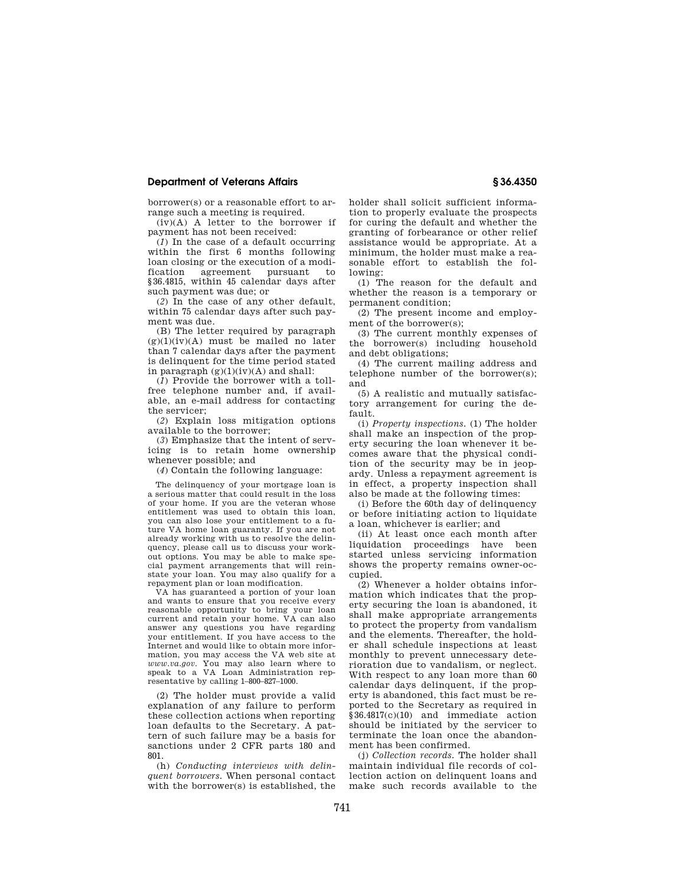borrower(s) or a reasonable effort to arrange such a meeting is required.

(iv)(A) A letter to the borrower if payment has not been received:

(*1*) In the case of a default occurring within the first 6 months following loan closing or the execution of a modification agreement pursuant to §36.4815, within 45 calendar days after such payment was due; or

(*2*) In the case of any other default, within 75 calendar days after such payment was due.

(B) The letter required by paragraph (g)(1)(iv)(A) must be mailed no later than 7 calendar days after the payment is delinquent for the time period stated in paragraph (g)(1)(iv)(A) and shall:

(*1*) Provide the borrower with a toll-free telephone number and, if available, an e-mail address for contacting the servicer;

(*2*) Explain loss mitigation options available to the borrower;

(*3*) Emphasize that the intent of servicing is to retain home ownership whenever possible; and

(*4*) Contain the following language:

> The delinquency of your mortgage loan is a serious matter that could result in the loss of your home. If you are the veteran whose entitlement was used to obtain this loan, you can also lose your entitlement to a future VA home loan guaranty. If you are not already working with us to resolve the delinquency, please call us to discuss your workout options. You may be able to make special payment arrangements that will reinstate your loan. You may also qualify for a repayment plan or loan modification.
>
> VA has guaranteed a portion of your loan and wants to ensure that you receive every reasonable opportunity to bring your loan current and retain your home. VA can also answer any questions you have regarding your entitlement. If you have access to the Internet and would like to obtain more information, you may access the VA web site at *www.va.gov*. You may also learn where to speak to a VA Loan Administration representative by calling 1–800–827–1000.

(2) The holder must provide a valid explanation of any failure to perform these collection actions when reporting loan defaults to the Secretary. A pattern of such failure may be a basis for sanctions under 2 CFR parts 180 and 801.

(h) *Conducting interviews with delinquent borrowers.* When personal contact with the borrower(s) is established, the holder shall solicit sufficient information to properly evaluate the prospects for curing the default and whether the granting of forbearance or other relief assistance would be appropriate. At a minimum, the holder must make a reasonable effort to establish the following:

(1) The reason for the default and whether the reason is a temporary or permanent condition;

(2) The present income and employment of the borrower(s);

(3) The current monthly expenses of the borrower(s) including household and debt obligations;

(4) The current mailing address and telephone number of the borrower(s); and

(5) A realistic and mutually satisfactory arrangement for curing the default.

(i) *Property inspections.* (1) The holder shall make an inspection of the property securing the loan whenever it becomes aware that the physical condition of the security may be in jeopardy. Unless a repayment agreement is in effect, a property inspection shall also be made at the following times:

(i) Before the 60th day of delinquency or before initiating action to liquidate a loan, whichever is earlier; and

(ii) At least once each month after liquidation proceedings have been started unless servicing information shows the property remains owner-occupied.

(2) Whenever a holder obtains information which indicates that the property securing the loan is abandoned, it shall make appropriate arrangements to protect the property from vandalism and the elements. Thereafter, the holder shall schedule inspections at least monthly to prevent unnecessary deterioration due to vandalism, or neglect. With respect to any loan more than 60 calendar days delinquent, if the property is abandoned, this fact must be reported to the Secretary as required in §36.4817(c)(10) and immediate action should be initiated by the servicer to terminate the loan once the abandonment has been confirmed.

(j) *Collection records.* The holder shall maintain individual file records of collection action on delinquent loans and make such records available to the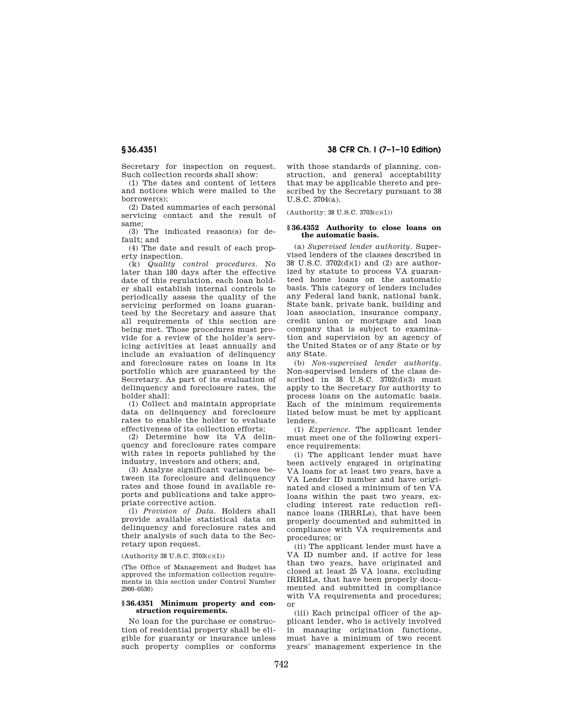Secretary for inspection on request. Such collection records shall show:

(1) The dates and content of letters and notices which were mailed to the borrower(s);

(2) Dated summaries of each personal servicing contact and the result of same;

(3) The indicated reason(s) for default; and

(4) The date and result of each property inspection.

(k) *Quality control procedures.* No later than 180 days after the effective date of this regulation, each loan holder shall establish internal controls to periodically assess the quality of the servicing performed on loans guaranteed by the Secretary and assure that all requirements of this section are being met. Those procedures must provide for a review of the holder's servicing activities at least annually and include an evaluation of delinquency and foreclosure rates on loans in its portfolio which are guaranteed by the Secretary. As part of its evaluation of delinquency and foreclosure rates, the holder shall:

(1) Collect and maintain appropriate data on delinquency and foreclosure rates to enable the holder to evaluate effectiveness of its collection efforts;

(2) Determine how its VA delinquency and foreclosure rates compare with rates in reports published by the industry, investors and others; and,

(3) Analyze significant variances between its foreclosure and delinquency rates and those found in available reports and publications and take appropriate corrective action.

(l) *Provision of Data.* Holders shall provide available statistical data on delinquency and foreclosure rates and their analysis of such data to the Secretary upon request.

(Authority 38 U.S.C. 3703(c)(1))

(The Office of Management and Budget has approved the information collection requirements in this section under Control Number 2900–0530)

### § 36.4351 Minimum property and construction requirements.

No loan for the purchase or construction of residential property shall be eligible for guaranty or insurance unless such property complies or conforms with those standards of planning, construction, and general acceptability that may be applicable thereto and prescribed by the Secretary pursuant to 38 U.S.C. 3704(a).

(Authority: 38 U.S.C. 3703(c)(1))

### § 36.4352 Authority to close loans on the automatic basis.

(a) *Supervised lender authority.* Supervised lenders of the classes described in 38 U.S.C. 3702(d)(1) and (2) are authorized by statute to process VA guaranteed home loans on the automatic basis. This category of lenders includes any Federal land bank, national bank, State bank, private bank, building and loan association, insurance company, credit union or mortgage and loan company that is subject to examination and supervision by an agency of the United States or of any State or by any State.

(b) *Non-supervised lender authority.* Non-supervised lenders of the class described in 38 U.S.C. 3702(d)(3) must apply to the Secretary for authority to process loans on the automatic basis. Each of the minimum requirements listed below must be met by applicant lenders.

(1) *Experience.* The applicant lender must meet one of the following experience requirements:

(i) The applicant lender must have been actively engaged in originating VA loans for at least two years, have a VA Lender ID number and have originated and closed a minimum of ten VA loans within the past two years, excluding interest rate reduction refinance loans (IRRRLs), that have been properly documented and submitted in compliance with VA requirements and procedures; or

(ii) The applicant lender must have a VA ID number and, if active for less than two years, have originated and closed at least 25 VA loans, excluding IRRRLs, that have been properly documented and submitted in compliance with VA requirements and procedures; or

(iii) Each principal officer of the applicant lender, who is actively involved in managing origination functions, must have a minimum of two recent years' management experience in the